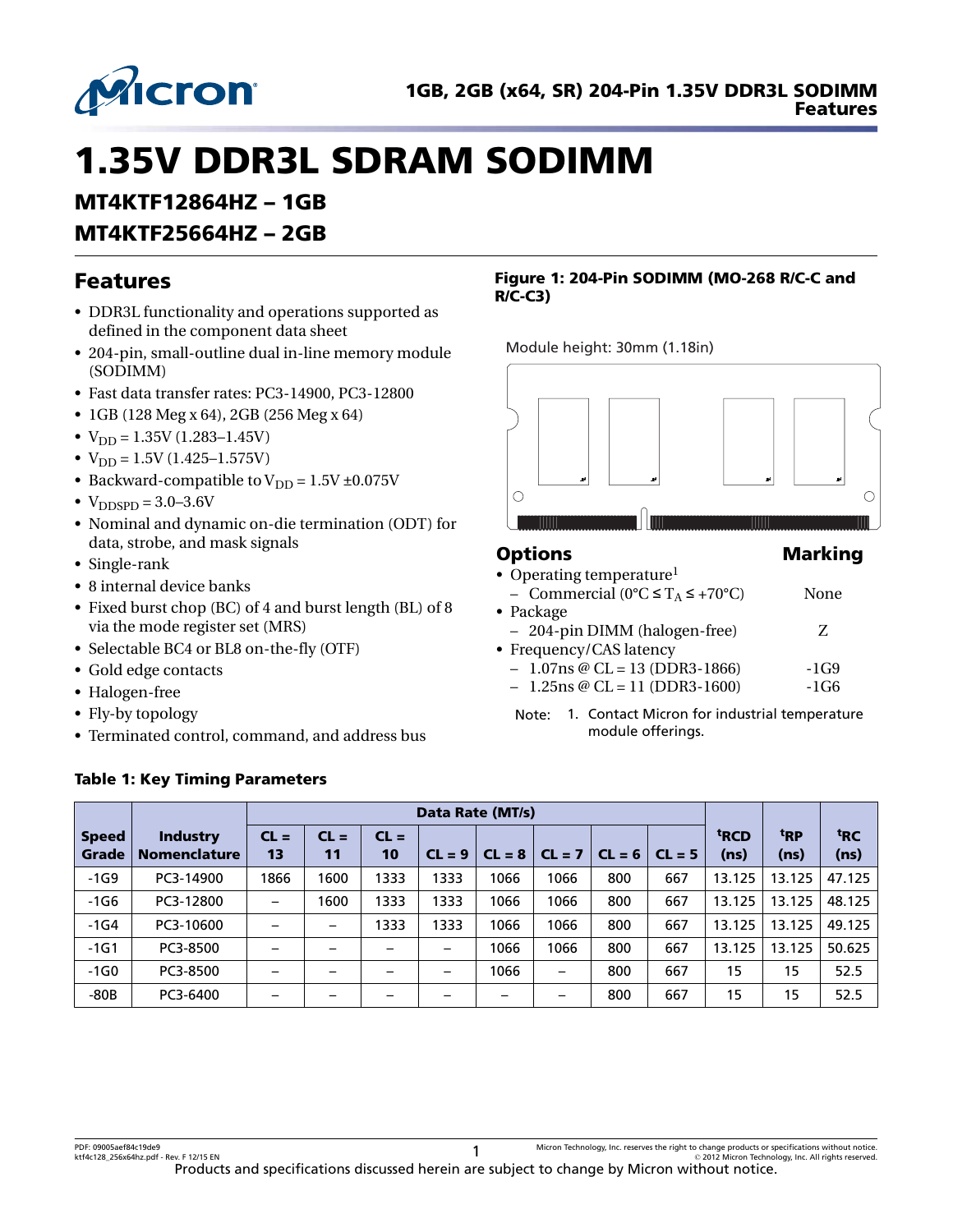# 1.35V DDR3L SDRAM SODIMM

## MT4KTF12864HZ – 1GB

## MT4KTF25664HZ – 2GB

## Features

- DDR3L functionality and operations supported as defined in the component data sheet
- 204-pin, small-outline dual in-line memory module (SODIMM)
- Fast data transfer rates: PC3-14900, PC3-12800
- 1GB (128 Meg x 64), 2GB (256 Meg x 64)
- $V_{DD}$ = 1.35V (1.283–1.45V)
- $V_{DD}$ = 1.5V (1.425–1.575V)
- Backward-compatible to $V_{DD}$ = 1.5V ±0.075V
- $V_{DDSPD}$ = 3.0–3.6V
- Nominal and dynamic on-die termination (ODT) for data, strobe, and mask signals
- Single-rank
- 8 internal device banks
- Fixed burst chop (BC) of 4 and burst length (BL) of 8 via the mode register set (MRS)
- Selectable BC4 or BL8 on-the-fly (OTF)
- Gold edge contacts
- Halogen-free
- Fly-by topology
- Terminated control, command, and address bus

**Figure 1: 204-Pin SODIMM (MO-268 R/C-C and R/C-C3)**

Module height: 30mm (1.18in)

## Options

| Options | Marking |
|---|---|
| • Operating temperature[1] | |
| – Commercial (0°C ≤ $T_A$ ≤ +70°C) | None |
| • Package | |
| – 204-pin DIMM (halogen-free) | Z |
| • Frequency/CAS latency | |
| – 1.07ns @ CL = 13 (DDR3-1866) | -1G9 |
| – 1.25ns @ CL = 11 (DDR3-1600) | -1G6 |

Note: 1. Contact Micron for industrial temperature module offerings.

**Table 1: Key Timing Parameters**

| Speed Grade | Industry Nomenclature | Data Rate (MT/s) | | | | | | | | $^tRCD$ (ns) | $^tRP$ (ns) | $^tRC$ (ns) |
|---|---|---|---|---|---|---|---|---|---|---|---|---|
| | | CL = 13 | CL = 11 | CL = 10 | CL = 9 | CL = 8 | CL = 7 | CL = 6 | CL = 5 | | | |
| -1G9 | PC3-14900 | 1866 | 1600 | 1333 | 1333 | 1066 | 1066 | 800 | 667 | 13.125 | 13.125 | 47.125 |
| -1G6 | PC3-12800 | – | 1600 | 1333 | 1333 | 1066 | 1066 | 800 | 667 | 13.125 | 13.125 | 48.125 |
| -1G4 | PC3-10600 | – | – | 1333 | 1333 | 1066 | 1066 | 800 | 667 | 13.125 | 13.125 | 49.125 |
| -1G1 | PC3-8500 | – | – | – | – | 1066 | 1066 | 800 | 667 | 13.125 | 13.125 | 50.625 |
| -1G0 | PC3-8500 | – | – | – | – | 1066 | – | 800 | 667 | 15 | 15 | 52.5 |
| -80B | PC3-6400 | – | – | – | – | – | – | 800 | 667 | 15 | 15 | 52.5 |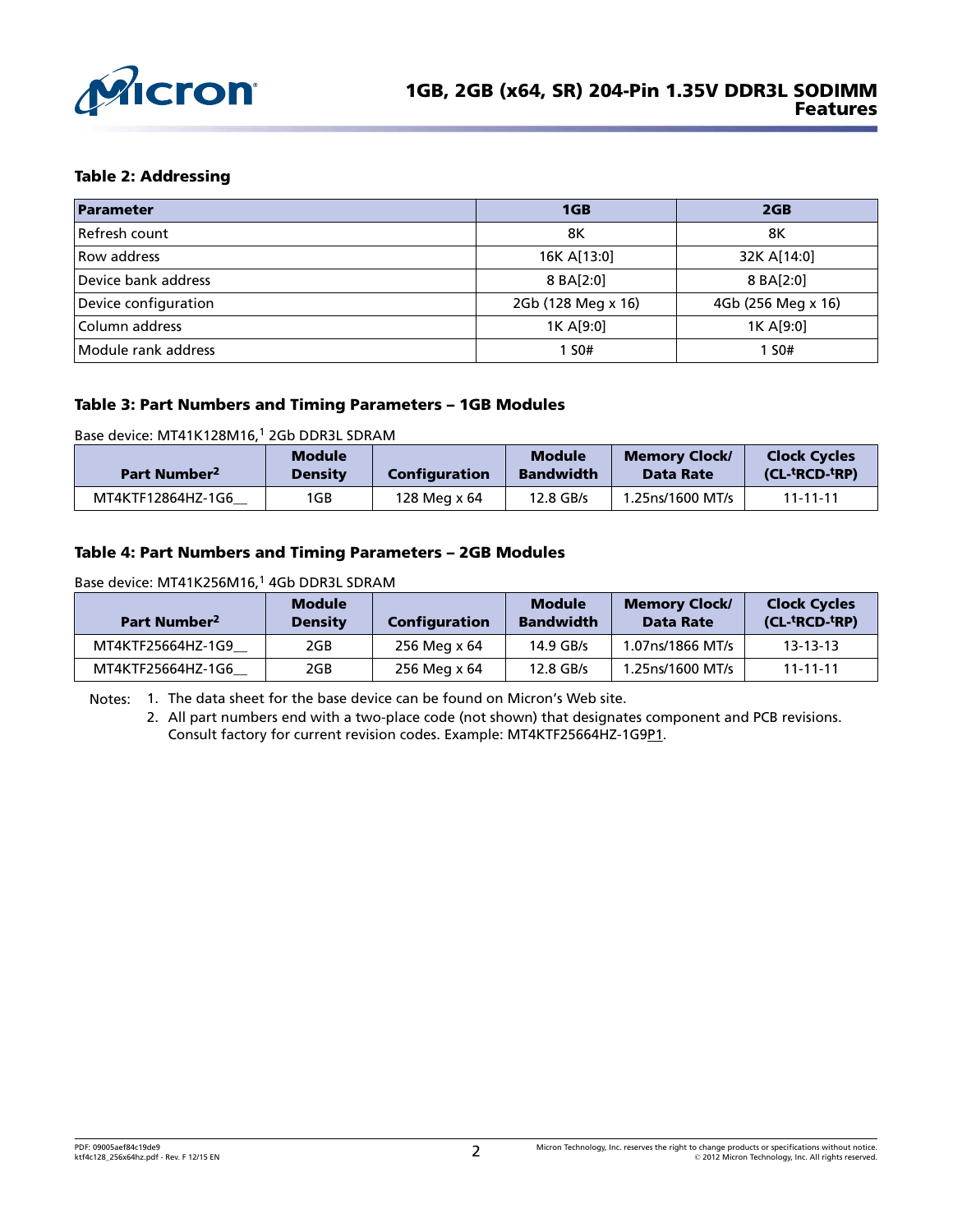**Table 2: Addressing**

| Parameter | 1GB | 2GB |
|---|---|---|
| Refresh count | 8K | 8K |
| Row address | 16K A[13:0] | 32K A[14:0] |
| Device bank address | 8 BA[2:0] | 8 BA[2:0] |
| Device configuration | 2Gb (128 Meg x 16) | 4Gb (256 Meg x 16) |
| Column address | 1K A[9:0] | 1K A[9:0] |
| Module rank address | 1 S0# | 1 S0# |

**Table 3: Part Numbers and Timing Parameters – 1GB Modules**

Base device: MT41K128M16,[1] 2Gb DDR3L SDRAM

| Part Number[2] | Module Density | Configuration | Module Bandwidth | Memory Clock/ Data Rate | Clock Cycles (CL-$^t$RCD-$^t$RP) |
|---|---|---|---|---|---|
| MT4KTF12864HZ-1G6__ | 1GB | 128 Meg x 64 | 12.8 GB/s | 1.25ns/1600 MT/s | 11-11-11 |

**Table 4: Part Numbers and Timing Parameters – 2GB Modules**

Base device: MT41K256M16,[1] 4Gb DDR3L SDRAM

| Part Number[2] | Module Density | Configuration | Module Bandwidth | Memory Clock/ Data Rate | Clock Cycles (CL-$^t$RCD-$^t$RP) |
|---|---|---|---|---|---|
| MT4KTF25664HZ-1G9__ | 2GB | 256 Meg x 64 | 14.9 GB/s | 1.07ns/1866 MT/s | 13-13-13 |
| MT4KTF25664HZ-1G6__ | 2GB | 256 Meg x 64 | 12.8 GB/s | 1.25ns/1600 MT/s | 11-11-11 |

Notes:
1. The data sheet for the base device can be found on Micron's Web site.
2. All part numbers end with a two-place code (not shown) that designates component and PCB revisions. Consult factory for current revision codes. Example: MT4KTF25664HZ-1G9P1.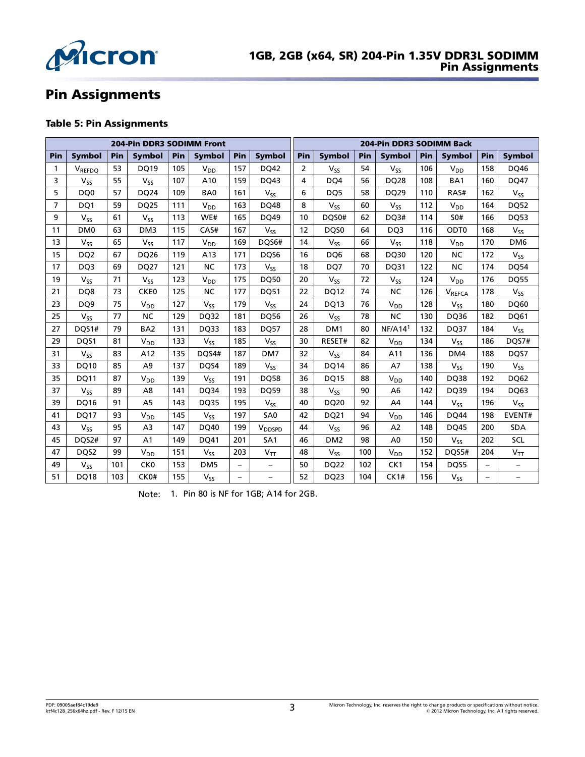## Pin Assignments

### Table 5: Pin Assignments

| 204-Pin DDR3 SODIMM Front | | | | | | | | 204-Pin DDR3 SODIMM Back | | | | | | | |
|---|---|---|---|---|---|---|---|---|---|---|---|---|---|---|---|
| Pin | Symbol | Pin | Symbol | Pin | Symbol | Pin | Symbol | Pin | Symbol | Pin | Symbol | Pin | Symbol | Pin | Symbol |
| 1 | $V_{REFDQ}$ | 53 | DQ19 | 105 | $V_{DD}$ | 157 | DQ42 | 2 | $V_{SS}$ | 54 | $V_{SS}$ | 106 | $V_{DD}$ | 158 | DQ46 |
| 3 | $V_{SS}$ | 55 | $V_{SS}$ | 107 | A10 | 159 | DQ43 | 4 | DQ4 | 56 | DQ28 | 108 | BA1 | 160 | DQ47 |
| 5 | DQ0 | 57 | DQ24 | 109 | BA0 | 161 | $V_{SS}$ | 6 | DQ5 | 58 | DQ29 | 110 | RAS# | 162 | $V_{SS}$ |
| 7 | DQ1 | 59 | DQ25 | 111 | $V_{DD}$ | 163 | DQ48 | 8 | $V_{SS}$ | 60 | $V_{SS}$ | 112 | $V_{DD}$ | 164 | DQ52 |
| 9 | $V_{SS}$ | 61 | $V_{SS}$ | 113 | WE# | 165 | DQ49 | 10 | DQS0# | 62 | DQ3# | 114 | S0# | 166 | DQ53 |
| 11 | DM0 | 63 | DM3 | 115 | CAS# | 167 | $V_{SS}$ | 12 | DQS0 | 64 | DQ3 | 116 | ODT0 | 168 | $V_{SS}$ |
| 13 | $V_{SS}$ | 65 | $V_{SS}$ | 117 | $V_{DD}$ | 169 | DQS6# | 14 | $V_{SS}$ | 66 | $V_{SS}$ | 118 | $V_{DD}$ | 170 | DM6 |
| 15 | DQ2 | 67 | DQ26 | 119 | A13 | 171 | DQS6 | 16 | DQ6 | 68 | DQ30 | 120 | NC | 172 | $V_{SS}$ |
| 17 | DQ3 | 69 | DQ27 | 121 | NC | 173 | $V_{SS}$ | 18 | DQ7 | 70 | DQ31 | 122 | NC | 174 | DQ54 |
| 19 | $V_{SS}$ | 71 | $V_{SS}$ | 123 | $V_{DD}$ | 175 | DQ50 | 20 | $V_{SS}$ | 72 | $V_{SS}$ | 124 | $V_{DD}$ | 176 | DQ55 |
| 21 | DQ8 | 73 | CKE0 | 125 | NC | 177 | DQ51 | 22 | DQ12 | 74 | NC | 126 | $V_{REFCA}$ | 178 | $V_{SS}$ |
| 23 | DQ9 | 75 | $V_{DD}$ | 127 | $V_{SS}$ | 179 | $V_{SS}$ | 24 | DQ13 | 76 | $V_{DD}$ | 128 | $V_{SS}$ | 180 | DQ60 |
| 25 | $V_{SS}$ | 77 | NC | 129 | DQ32 | 181 | DQ56 | 26 | $V_{SS}$ | 78 | NC | 130 | DQ36 | 182 | DQ61 |
| 27 | DQS1# | 79 | BA2 | 131 | DQ33 | 183 | DQ57 | 28 | DM1 | 80 | NF/A14[1] | 132 | DQ37 | 184 | $V_{SS}$ |
| 29 | DQS1 | 81 | $V_{DD}$ | 133 | $V_{SS}$ | 185 | $V_{SS}$ | 30 | RESET# | 82 | $V_{DD}$ | 134 | $V_{SS}$ | 186 | DQS7# |
| 31 | $V_{SS}$ | 83 | A12 | 135 | DQS4# | 187 | DM7 | 32 | $V_{SS}$ | 84 | A11 | 136 | DM4 | 188 | DQS7 |
| 33 | DQ10 | 85 | A9 | 137 | DQS4 | 189 | $V_{SS}$ | 34 | DQ14 | 86 | A7 | 138 | $V_{SS}$ | 190 | $V_{SS}$ |
| 35 | DQ11 | 87 | $V_{DD}$ | 139 | $V_{SS}$ | 191 | DQ58 | 36 | DQ15 | 88 | $V_{DD}$ | 140 | DQ38 | 192 | DQ62 |
| 37 | $V_{SS}$ | 89 | A8 | 141 | DQ34 | 193 | DQ59 | 38 | $V_{SS}$ | 90 | A6 | 142 | DQ39 | 194 | DQ63 |
| 39 | DQ16 | 91 | A5 | 143 | DQ35 | 195 | $V_{SS}$ | 40 | DQ20 | 92 | A4 | 144 | $V_{SS}$ | 196 | $V_{SS}$ |
| 41 | DQ17 | 93 | $V_{DD}$ | 145 | $V_{SS}$ | 197 | SA0 | 42 | DQ21 | 94 | $V_{DD}$ | 146 | DQ44 | 198 | EVENT# |
| 43 | $V_{SS}$ | 95 | A3 | 147 | DQ40 | 199 | $V_{DDSPD}$ | 44 | $V_{SS}$ | 96 | A2 | 148 | DQ45 | 200 | SDA |
| 45 | DQS2# | 97 | A1 | 149 | DQ41 | 201 | SA1 | 46 | DM2 | 98 | A0 | 150 | $V_{SS}$ | 202 | SCL |
| 47 | DQS2 | 99 | $V_{DD}$ | 151 | $V_{SS}$ | 203 | $V_{TT}$ | 48 | $V_{SS}$ | 100 | $V_{DD}$ | 152 | DQS5# | 204 | $V_{TT}$ |
| 49 | $V_{SS}$ | 101 | CK0 | 153 | DM5 | – | – | 50 | DQ22 | 102 | CK1 | 154 | DQS5 | – | – |
| 51 | DQ18 | 103 | CK0# | 155 | $V_{SS}$ | – | – | 52 | DQ23 | 104 | CK1# | 156 | $V_{SS}$ | – | – |

Note: 1. Pin 80 is NF for 1GB; A14 for 2GB.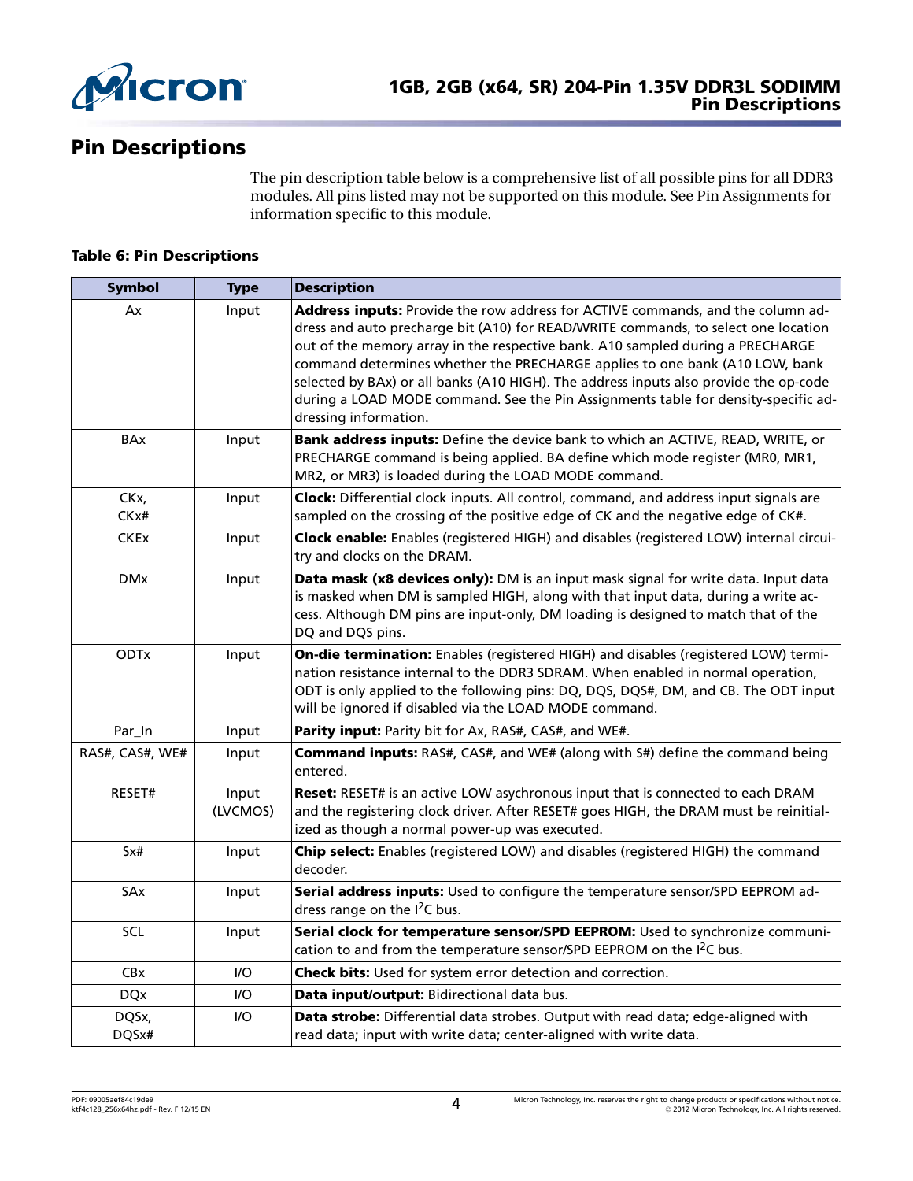## Pin Descriptions

The pin description table below is a comprehensive list of all possible pins for all DDR3 modules. All pins listed may not be supported on this module. See Pin Assignments for information specific to this module.

**Table 6: Pin Descriptions**

| Symbol | Type | Description |
|---|---|---|
| Ax | Input | **Address inputs:** Provide the row address for ACTIVE commands, and the column address and auto precharge bit (A10) for READ/WRITE commands, to select one location out of the memory array in the respective bank. A10 sampled during a PRECHARGE command determines whether the PRECHARGE applies to one bank (A10 LOW, bank selected by BAx) or all banks (A10 HIGH). The address inputs also provide the op-code during a LOAD MODE command. See the Pin Assignments table for density-specific addressing information. |
| BAx | Input | **Bank address inputs:** Define the device bank to which an ACTIVE, READ, WRITE, or PRECHARGE command is being applied. BA define which mode register (MR0, MR1, MR2, or MR3) is loaded during the LOAD MODE command. |
| CKx, CKx# | Input | **Clock:** Differential clock inputs. All control, command, and address input signals are sampled on the crossing of the positive edge of CK and the negative edge of CK#. |
| CKEx | Input | **Clock enable:** Enables (registered HIGH) and disables (registered LOW) internal circuitry and clocks on the DRAM. |
| DMx | Input | **Data mask (x8 devices only):** DM is an input mask signal for write data. Input data is masked when DM is sampled HIGH, along with that input data, during a write access. Although DM pins are input-only, DM loading is designed to match that of the DQ and DQS pins. |
| ODTx | Input | **On-die termination:** Enables (registered HIGH) and disables (registered LOW) termination resistance internal to the DDR3 SDRAM. When enabled in normal operation, ODT is only applied to the following pins: DQ, DQS, DQS#, DM, and CB. The ODT input will be ignored if disabled via the LOAD MODE command. |
| Par_In | Input | **Parity input:** Parity bit for Ax, RAS#, CAS#, and WE#. |
| RAS#, CAS#, WE# | Input | **Command inputs:** RAS#, CAS#, and WE# (along with S#) define the command being entered. |
| RESET# | Input (LVCMOS) | **Reset:** RESET# is an active LOW asychronous input that is connected to each DRAM and the registering clock driver. After RESET# goes HIGH, the DRAM must be reinitialized as though a normal power-up was executed. |
| Sx# | Input | **Chip select:** Enables (registered LOW) and disables (registered HIGH) the command decoder. |
| SAx | Input | **Serial address inputs:** Used to configure the temperature sensor/SPD EEPROM address range on the $I^2C$ bus. |
| SCL | Input | **Serial clock for temperature sensor/SPD EEPROM:** Used to synchronize communication to and from the temperature sensor/SPD EEPROM on the $I^2C$ bus. |
| CBx | I/O | **Check bits:** Used for system error detection and correction. |
| DQx | I/O | **Data input/output:** Bidirectional data bus. |
| DQSx, DQSx# | I/O | **Data strobe:** Differential data strobes. Output with read data; edge-aligned with read data; input with write data; center-aligned with write data. |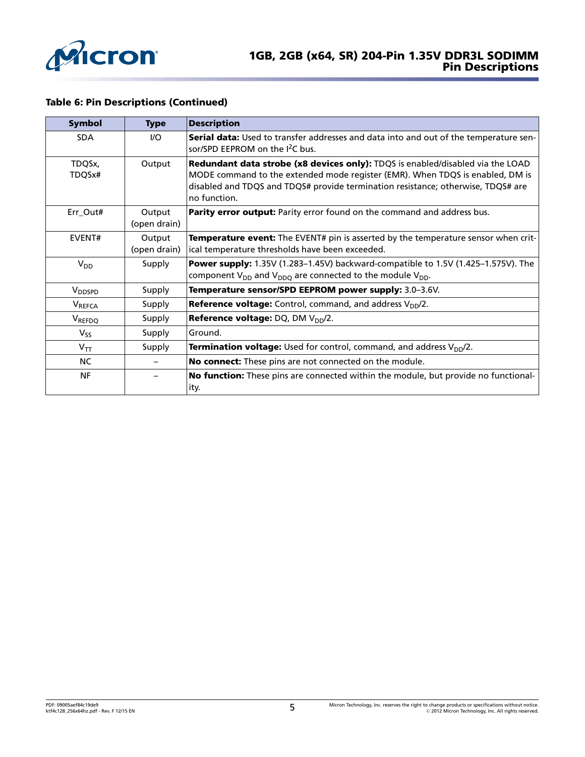**Table 6: Pin Descriptions (Continued)**

| Symbol | Type | Description |
|---|---|---|
| SDA | I/O | **Serial data:** Used to transfer addresses and data into and out of the temperature sensor/SPD EEPROM on the $I^2C$ bus. |
| TDQSx, TDQSx# | Output | **Redundant data strobe (x8 devices only):** TDQS is enabled/disabled via the LOAD MODE command to the extended mode register (EMR). When TDQS is enabled, DM is disabled and TDQS and TDQS# provide termination resistance; otherwise, TDQS# are no function. |
| Err_Out# | Output (open drain) | **Parity error output:** Parity error found on the command and address bus. |
| EVENT# | Output (open drain) | **Temperature event:** The EVENT# pin is asserted by the temperature sensor when critical temperature thresholds have been exceeded. |
| $V_{DD}$ | Supply | **Power supply:** 1.35V (1.283–1.45V) backward-compatible to 1.5V (1.425–1.575V). The component $V_{DD}$ and $V_{DDQ}$ are connected to the module $V_{DD}$. |
| $V_{DDSPD}$ | Supply | **Temperature sensor/SPD EEPROM power supply:** 3.0–3.6V. |
| $V_{REFCA}$ | Supply | **Reference voltage:** Control, command, and address $V_{DD}$/2. |
| $V_{REFDQ}$ | Supply | **Reference voltage:** DQ, DM $V_{DD}$/2. |
| $V_{SS}$ | Supply | Ground. |
| $V_{TT}$ | Supply | **Termination voltage:** Used for control, command, and address $V_{DD}$/2. |
| NC | – | **No connect:** These pins are not connected on the module. |
| NF | – | **No function:** These pins are connected within the module, but provide no functionality. |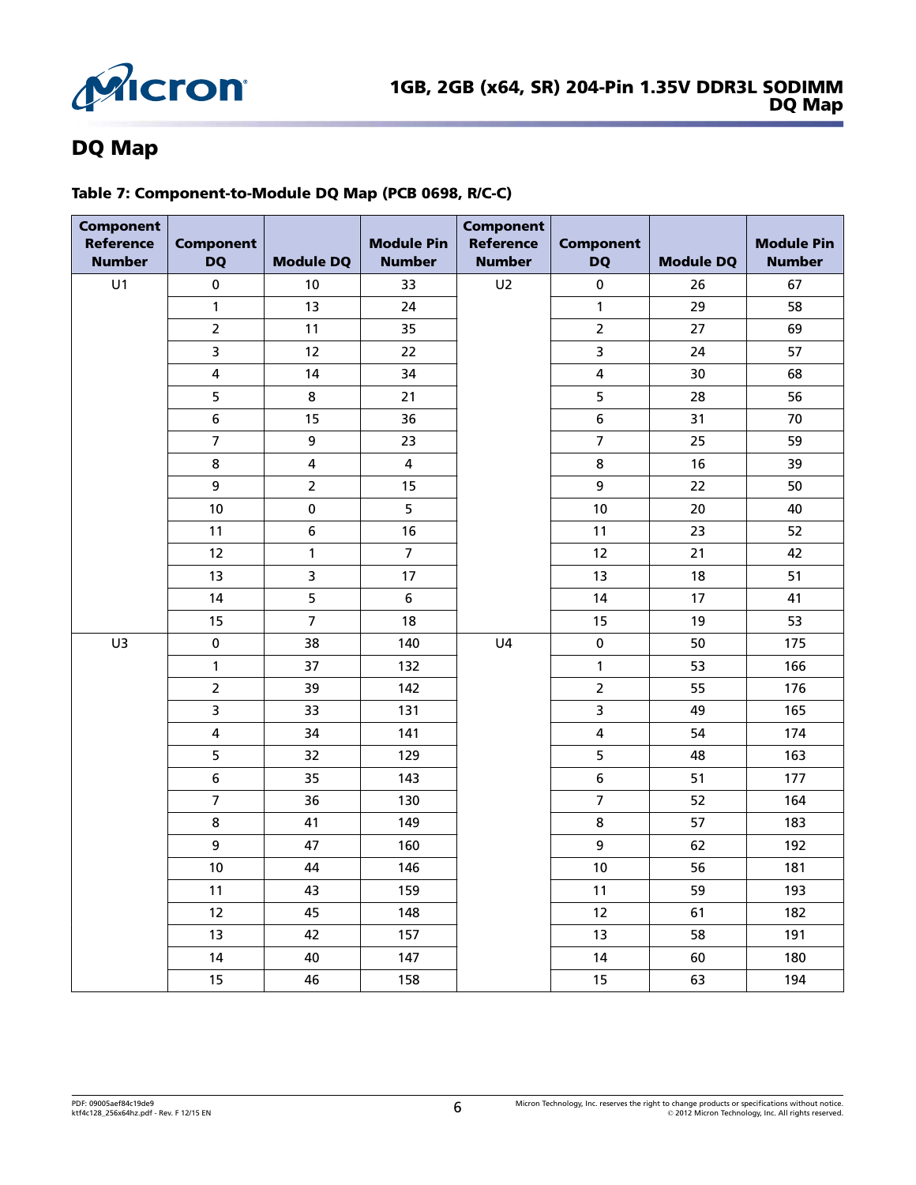## DQ Map

**Table 7: Component-to-Module DQ Map (PCB 0698, R/C-C)**

| Component Reference Number | Component DQ | Module DQ | Module Pin Number | Component Reference Number | Component DQ | Module DQ | Module Pin Number |
|---|---|---|---|---|---|---|---|
| U1 | 0 | 10 | 33 | U2 | 0 | 26 | 67 |
| | 1 | 13 | 24 | | 1 | 29 | 58 |
| | 2 | 11 | 35 | | 2 | 27 | 69 |
| | 3 | 12 | 22 | | 3 | 24 | 57 |
| | 4 | 14 | 34 | | 4 | 30 | 68 |
| | 5 | 8 | 21 | | 5 | 28 | 56 |
| | 6 | 15 | 36 | | 6 | 31 | 70 |
| | 7 | 9 | 23 | | 7 | 25 | 59 |
| | 8 | 4 | 4 | | 8 | 16 | 39 |
| | 9 | 2 | 15 | | 9 | 22 | 50 |
| | 10 | 0 | 5 | | 10 | 20 | 40 |
| | 11 | 6 | 16 | | 11 | 23 | 52 |
| | 12 | 1 | 7 | | 12 | 21 | 42 |
| | 13 | 3 | 17 | | 13 | 18 | 51 |
| | 14 | 5 | 6 | | 14 | 17 | 41 |
| | 15 | 7 | 18 | | 15 | 19 | 53 |
| U3 | 0 | 38 | 140 | U4 | 0 | 50 | 175 |
| | 1 | 37 | 132 | | 1 | 53 | 166 |
| | 2 | 39 | 142 | | 2 | 55 | 176 |
| | 3 | 33 | 131 | | 3 | 49 | 165 |
| | 4 | 34 | 141 | | 4 | 54 | 174 |
| | 5 | 32 | 129 | | 5 | 48 | 163 |
| | 6 | 35 | 143 | | 6 | 51 | 177 |
| | 7 | 36 | 130 | | 7 | 52 | 164 |
| | 8 | 41 | 149 | | 8 | 57 | 183 |
| | 9 | 47 | 160 | | 9 | 62 | 192 |
| | 10 | 44 | 146 | | 10 | 56 | 181 |
| | 11 | 43 | 159 | | 11 | 59 | 193 |
| | 12 | 45 | 148 | | 12 | 61 | 182 |
| | 13 | 42 | 157 | | 13 | 58 | 191 |
| | 14 | 40 | 147 | | 14 | 60 | 180 |
| | 15 | 46 | 158 | | 15 | 63 | 194 |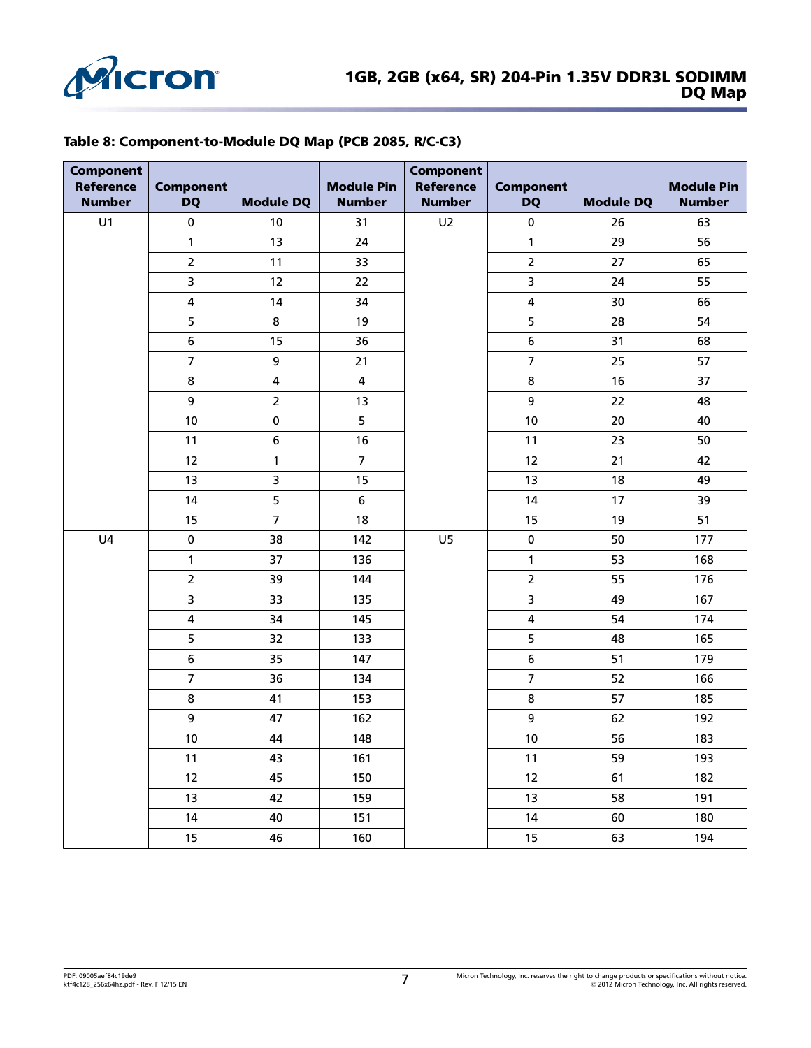**Table 8: Component-to-Module DQ Map (PCB 2085, R/C-C3)**

| Component Reference Number | Component DQ | Module DQ | Module Pin Number | Component Reference Number | Component DQ | Module DQ | Module Pin Number |
|---|---|---|---|---|---|---|---|
| U1 | 0 | 10 | 31 | U2 | 0 | 26 | 63 |
| | 1 | 13 | 24 | | 1 | 29 | 56 |
| | 2 | 11 | 33 | | 2 | 27 | 65 |
| | 3 | 12 | 22 | | 3 | 24 | 55 |
| | 4 | 14 | 34 | | 4 | 30 | 66 |
| | 5 | 8 | 19 | | 5 | 28 | 54 |
| | 6 | 15 | 36 | | 6 | 31 | 68 |
| | 7 | 9 | 21 | | 7 | 25 | 57 |
| | 8 | 4 | 4 | | 8 | 16 | 37 |
| | 9 | 2 | 13 | | 9 | 22 | 48 |
| | 10 | 0 | 5 | | 10 | 20 | 40 |
| | 11 | 6 | 16 | | 11 | 23 | 50 |
| | 12 | 1 | 7 | | 12 | 21 | 42 |
| | 13 | 3 | 15 | | 13 | 18 | 49 |
| | 14 | 5 | 6 | | 14 | 17 | 39 |
| | 15 | 7 | 18 | | 15 | 19 | 51 |
| U4 | 0 | 38 | 142 | U5 | 0 | 50 | 177 |
| | 1 | 37 | 136 | | 1 | 53 | 168 |
| | 2 | 39 | 144 | | 2 | 55 | 176 |
| | 3 | 33 | 135 | | 3 | 49 | 167 |
| | 4 | 34 | 145 | | 4 | 54 | 174 |
| | 5 | 32 | 133 | | 5 | 48 | 165 |
| | 6 | 35 | 147 | | 6 | 51 | 179 |
| | 7 | 36 | 134 | | 7 | 52 | 166 |
| | 8 | 41 | 153 | | 8 | 57 | 185 |
| | 9 | 47 | 162 | | 9 | 62 | 192 |
| | 10 | 44 | 148 | | 10 | 56 | 183 |
| | 11 | 43 | 161 | | 11 | 59 | 193 |
| | 12 | 45 | 150 | | 12 | 61 | 182 |
| | 13 | 42 | 159 | | 13 | 58 | 191 |
| | 14 | 40 | 151 | | 14 | 60 | 180 |
| | 15 | 46 | 160 | | 15 | 63 | 194 |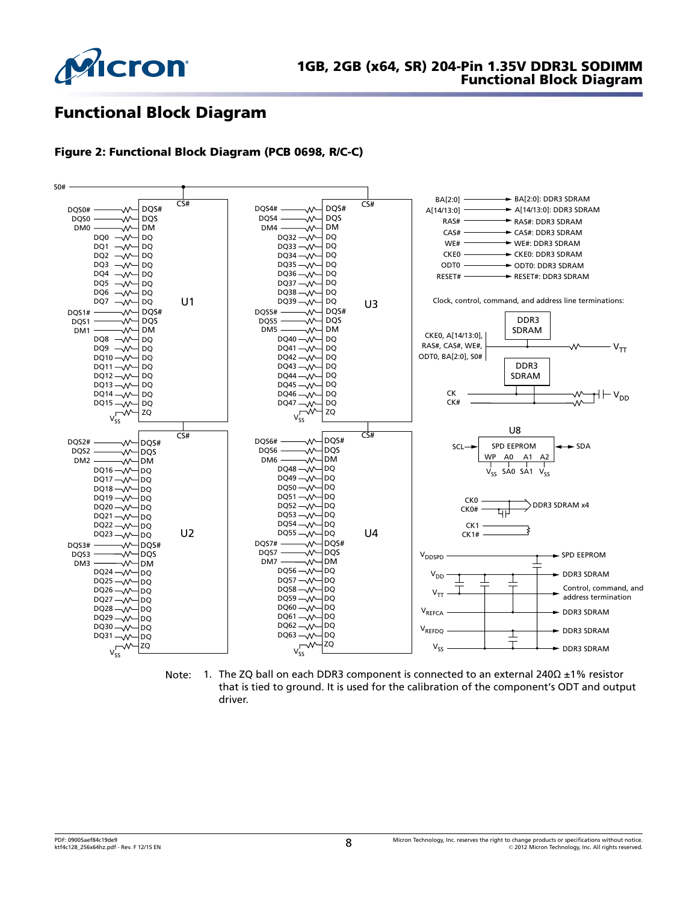## Functional Block Diagram

**Figure 2: Functional Block Diagram (PCB 0698, R/C-C)**

Note: 1. The ZQ ball on each DDR3 component is connected to an external 240Ω ±1% resistor that is tied to ground. It is used for the calibration of the component's ODT and output driver.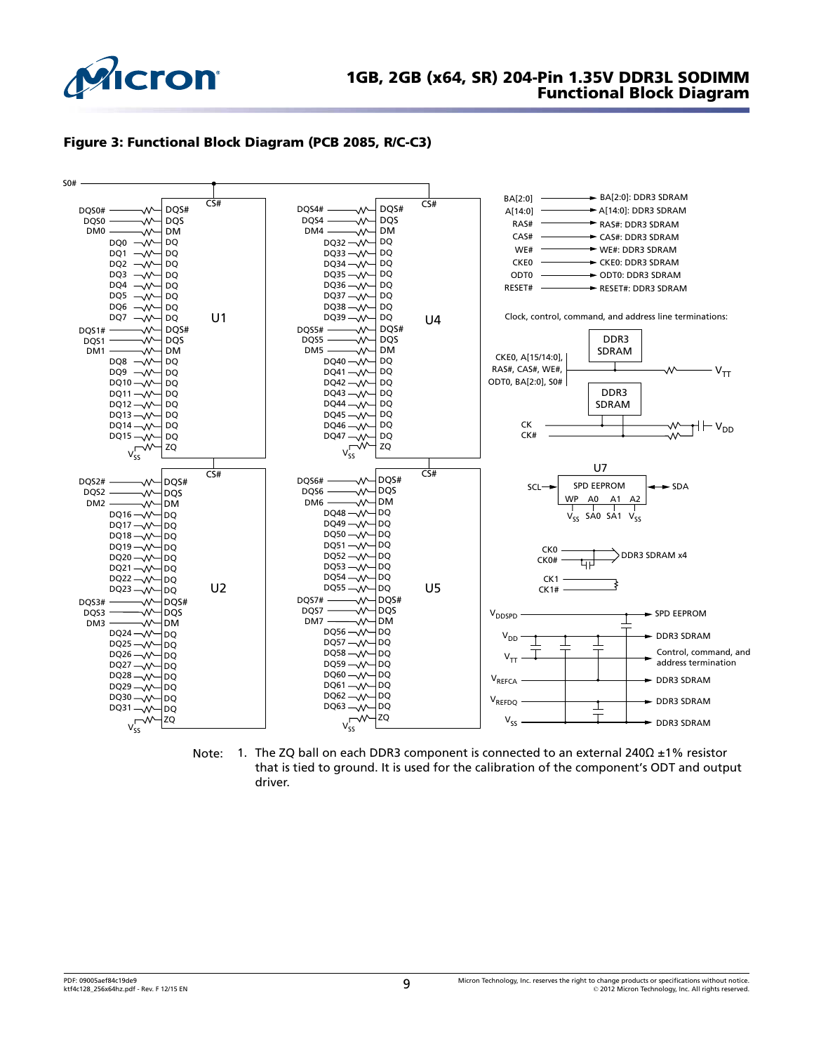**Figure 3: Functional Block Diagram (PCB 2085, R/C-C3)**

S0#

| Signal | U1 pin | Signal | U4 pin |
|---|---|---|---|
| DQS0# | DQS# | DQS4# | DQS# |
| DQS0 | DQS | DQS4 | DQS |
| DM0 | DM | DM4 | DM |
| DQ0 | DQ | DQ32 | DQ |
| DQ1 | DQ | DQ33 | DQ |
| DQ2 | DQ | DQ34 | DQ |
| DQ3 | DQ | DQ35 | DQ |
| DQ4 | DQ | DQ36 | DQ |
| DQ5 | DQ | DQ37 | DQ |
| DQ6 | DQ | DQ38 | DQ |
| DQ7 | DQ | DQ39 | DQ |
| DQS1# | DQS# | DQS5# | DQS# |
| DQS1 | DQS | DQS5 | DQS |
| DM1 | DM | DM5 | DM |
| DQ8 | DQ | DQ40 | DQ |
| DQ9 | DQ | DQ41 | DQ |
| DQ10 | DQ | DQ42 | DQ |
| DQ11 | DQ | DQ43 | DQ |
| DQ12 | DQ | DQ44 | DQ |
| DQ13 | DQ | DQ45 | DQ |
| DQ14 | DQ | DQ46 | DQ |
| DQ15 | DQ | DQ47 | DQ |
| $V_{SS}$ | ZQ | $V_{SS}$ | ZQ |

| Signal | U2 pin | Signal | U5 pin |
|---|---|---|---|
| DQS2# | DQS# | DQS6# | DQS# |
| DQS2 | DQS | DQS6 | DQS |
| DM2 | DM | DM6 | DM |
| DQ16 | DQ | DQ48 | DQ |
| DQ17 | DQ | DQ49 | DQ |
| DQ18 | DQ | DQ50 | DQ |
| DQ19 | DQ | DQ51 | DQ |
| DQ20 | DQ | DQ52 | DQ |
| DQ21 | DQ | DQ53 | DQ |
| DQ22 | DQ | DQ54 | DQ |
| DQ23 | DQ | DQ55 | DQ |
| DQS3# | DQS# | DQS7# | DQS# |
| DQS3 | DQS | DQS7 | DQS |
| DM3 | DM | DM7 | DM |
| DQ24 | DQ | DQ56 | DQ |
| DQ25 | DQ | DQ57 | DQ |
| DQ26 | DQ | DQ58 | DQ |
| DQ27 | DQ | DQ59 | DQ |
| DQ28 | DQ | DQ60 | DQ |
| DQ29 | DQ | DQ61 | DQ |
| DQ30 | DQ | DQ62 | DQ |
| DQ31 | DQ | DQ63 | DQ |
| $V_{SS}$ | ZQ | $V_{SS}$ | ZQ |

S0# connects to CS# of U1, U2, U4, U5.

- BA[2:0] → BA[2:0]: DDR3 SDRAM
- A[14:0] → A[14:0]: DDR3 SDRAM
- RAS# → RAS#: DDR3 SDRAM
- CAS# → CAS#: DDR3 SDRAM
- WE# → WE#: DDR3 SDRAM
- CKE0 → CKE0: DDR3 SDRAM
- ODT0 → ODT0: DDR3 SDRAM
- RESET# → RESET#: DDR3 SDRAM

Clock, control, command, and address line terminations:

- CKE0, A[15/14:0], RAS#, CAS#, WE#, ODT0, BA[2:0], S0# → DDR3 SDRAM → $V_{TT}$
- CK, CK# → DDR3 SDRAM → $V_{DD}$

U7: SPD EEPROM — SCL, SDA; WP, A0, A1, A2 tied to $V_{SS}$, SA0, SA1, $V_{SS}$

- CK0, CK0# → DDR3 SDRAM x4
- CK1, CK1# (terminated)

- $V_{DDSPD}$ → SPD EEPROM
- $V_{DD}$ → DDR3 SDRAM
- $V_{TT}$ → Control, command, and address termination
- $V_{REFCA}$ → DDR3 SDRAM
- $V_{REFDQ}$ → DDR3 SDRAM
- $V_{SS}$ → DDR3 SDRAM

Note: 1. The ZQ ball on each DDR3 component is connected to an external 240Ω ±1% resistor that is tied to ground. It is used for the calibration of the component's ODT and output driver.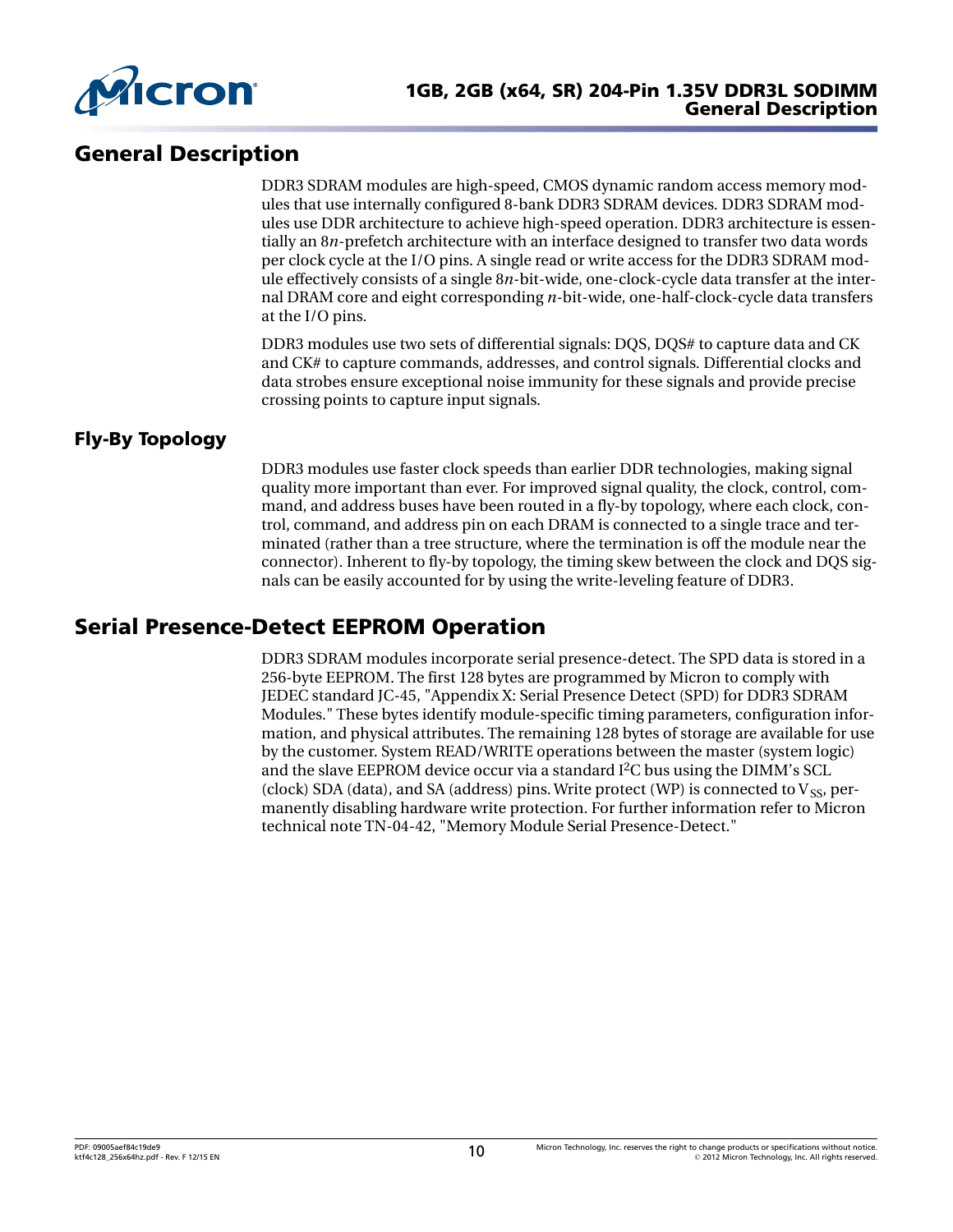## General Description

DDR3 SDRAM modules are high-speed, CMOS dynamic random access memory modules that use internally configured 8-bank DDR3 SDRAM devices. DDR3 SDRAM modules use DDR architecture to achieve high-speed operation. DDR3 architecture is essentially an 8*n*-prefetch architecture with an interface designed to transfer two data words per clock cycle at the I/O pins. A single read or write access for the DDR3 SDRAM module effectively consists of a single 8*n*-bit-wide, one-clock-cycle data transfer at the internal DRAM core and eight corresponding *n*-bit-wide, one-half-clock-cycle data transfers at the I/O pins.

DDR3 modules use two sets of differential signals: DQS, DQS# to capture data and CK and CK# to capture commands, addresses, and control signals. Differential clocks and data strobes ensure exceptional noise immunity for these signals and provide precise crossing points to capture input signals.

### Fly-By Topology

DDR3 modules use faster clock speeds than earlier DDR technologies, making signal quality more important than ever. For improved signal quality, the clock, control, command, and address buses have been routed in a fly-by topology, where each clock, control, command, and address pin on each DRAM is connected to a single trace and terminated (rather than a tree structure, where the termination is off the module near the connector). Inherent to fly-by topology, the timing skew between the clock and DQS signals can be easily accounted for by using the write-leveling feature of DDR3.

## Serial Presence-Detect EEPROM Operation

DDR3 SDRAM modules incorporate serial presence-detect. The SPD data is stored in a 256-byte EEPROM. The first 128 bytes are programmed by Micron to comply with JEDEC standard JC-45, "Appendix X: Serial Presence Detect (SPD) for DDR3 SDRAM Modules." These bytes identify module-specific timing parameters, configuration information, and physical attributes. The remaining 128 bytes of storage are available for use by the customer. System READ/WRITE operations between the master (system logic) and the slave EEPROM device occur via a standard $I^2C$ bus using the DIMM's SCL (clock) SDA (data), and SA (address) pins. Write protect (WP) is connected to $V_{SS}$, permanently disabling hardware write protection. For further information refer to Micron technical note TN-04-42, "Memory Module Serial Presence-Detect."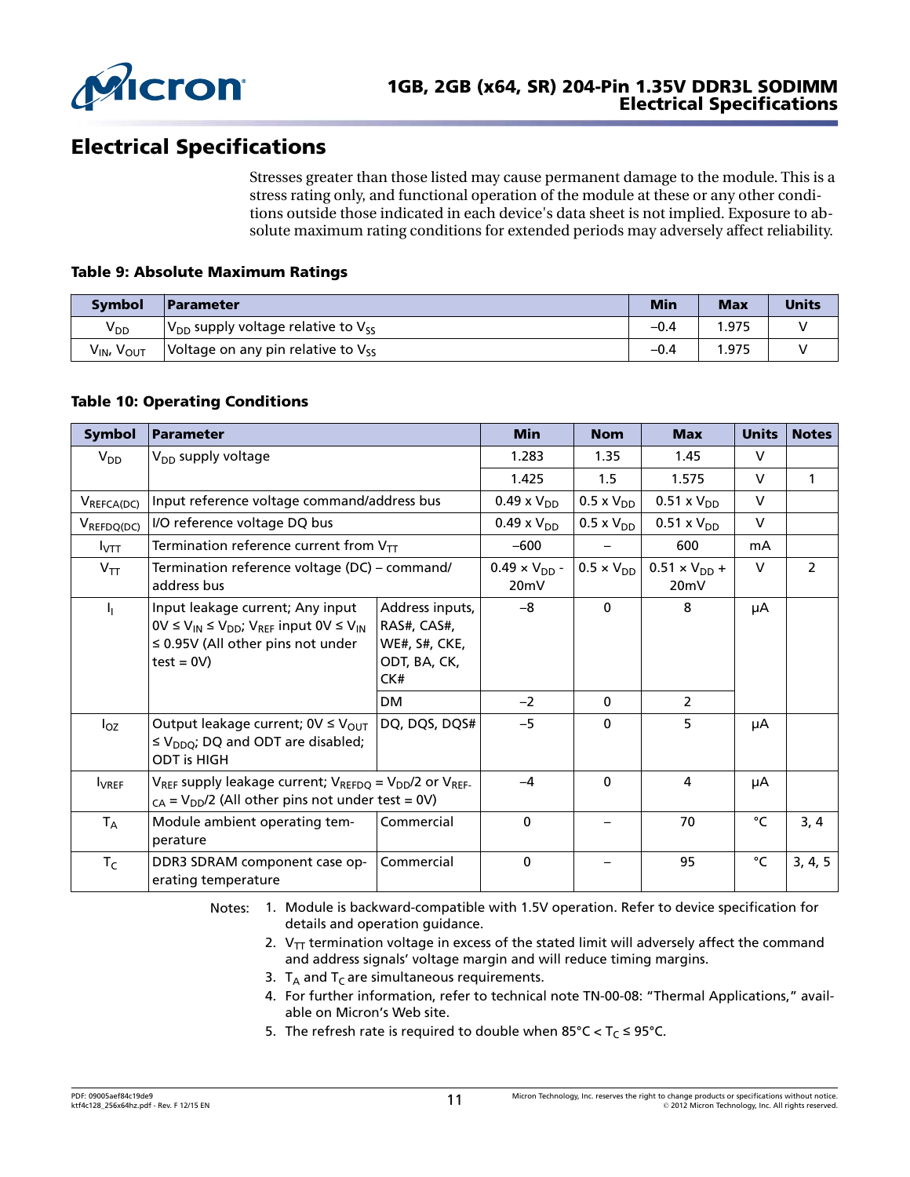# Electrical Specifications

Stresses greater than those listed may cause permanent damage to the module. This is a stress rating only, and functional operation of the module at these or any other conditions outside those indicated in each device's data sheet is not implied. Exposure to absolute maximum rating conditions for extended periods may adversely affect reliability.

**Table 9: Absolute Maximum Ratings**

| Symbol | Parameter | Min | Max | Units |
|---|---|---|---|---|
| $V_{DD}$ | $V_{DD}$ supply voltage relative to $V_{SS}$ | –0.4 | 1.975 | V |
| $V_{IN}$, $V_{OUT}$ | Voltage on any pin relative to $V_{SS}$ | –0.4 | 1.975 | V |

**Table 10: Operating Conditions**

| Symbol | Parameter | | Min | Nom | Max | Units | Notes |
|---|---|---|---|---|---|---|---|
| $V_{DD}$ | $V_{DD}$ supply voltage | | 1.283 | 1.35 | 1.45 | V | |
| | | | 1.425 | 1.5 | 1.575 | V | 1 |
| $V_{REFCA(DC)}$ | Input reference voltage command/address bus | | 0.49 x $V_{DD}$ | 0.5 x $V_{DD}$ | 0.51 x $V_{DD}$ | V | |
| $V_{REFDQ(DC)}$ | I/O reference voltage DQ bus | | 0.49 x $V_{DD}$ | 0.5 x $V_{DD}$ | 0.51 x $V_{DD}$ | V | |
| $I_{VTT}$ | Termination reference current from $V_{TT}$ | | –600 | – | 600 | mA | |
| $V_{TT}$ | Termination reference voltage (DC) – command/address bus | | 0.49 × $V_{DD}$ - 20mV | 0.5 × $V_{DD}$ | 0.51 × $V_{DD}$ + 20mV | V | 2 |
| $I_I$ | Input leakage current; Any input 0V ≤ $V_{IN}$ ≤ $V_{DD}$; $V_{REF}$ input 0V ≤ $V_{IN}$ ≤ 0.95V (All other pins not under test = 0V) | Address inputs, RAS#, CAS#, WE#, S#, CKE, ODT, BA, CK, CK# | –8 | 0 | 8 | µA | |
| | | DM | –2 | 0 | 2 | | |
| $I_{OZ}$ | Output leakage current; 0V ≤ $V_{OUT}$ ≤ $V_{DDQ}$; DQ and ODT are disabled; ODT is HIGH | DQ, DQS, DQS# | –5 | 0 | 5 | µA | |
| $I_{VREF}$ | $V_{REF}$ supply leakage current; $V_{REFDQ}$ = $V_{DD}$/2 or $V_{REF-CA}$ = $V_{DD}$/2 (All other pins not under test = 0V) | | –4 | 0 | 4 | µA | |
| $T_A$ | Module ambient operating temperature | Commercial | 0 | – | 70 | °C | 3, 4 |
| $T_C$ | DDR3 SDRAM component case operating temperature | Commercial | 0 | – | 95 | °C | 3, 4, 5 |

Notes:

1. Module is backward-compatible with 1.5V operation. Refer to device specification for details and operation guidance.
2. $V_{TT}$ termination voltage in excess of the stated limit will adversely affect the command and address signals' voltage margin and will reduce timing margins.
3. $T_A$ and $T_C$ are simultaneous requirements.
4. For further information, refer to technical note TN-00-08: "Thermal Applications," available on Micron's Web site.
5. The refresh rate is required to double when 85°C < $T_C$ ≤ 95°C.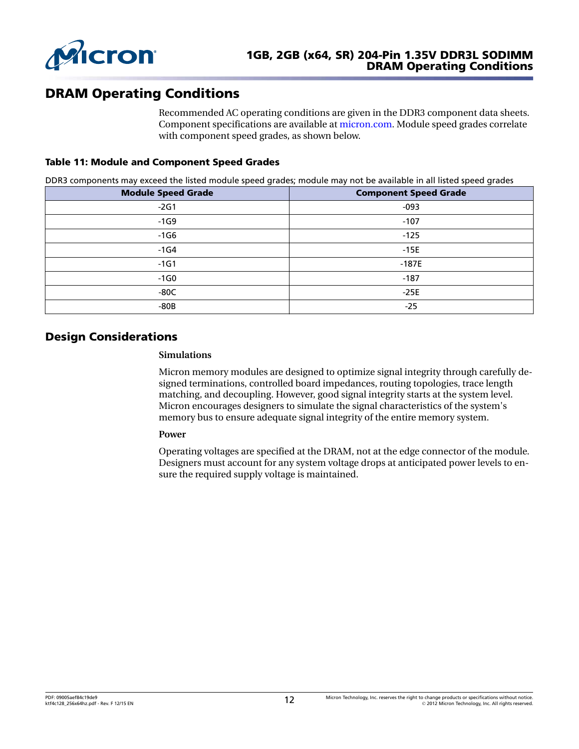# DRAM Operating Conditions

Recommended AC operating conditions are given in the DDR3 component data sheets. Component specifications are available at micron.com. Module speed grades correlate with component speed grades, as shown below.

**Table 11: Module and Component Speed Grades**

DDR3 components may exceed the listed module speed grades; module may not be available in all listed speed grades

| Module Speed Grade | Component Speed Grade |
|---|---|
| -2G1 | -093 |
| -1G9 | -107 |
| -1G6 | -125 |
| -1G4 | -15E |
| -1G1 | -187E |
| -1G0 | -187 |
| -80C | -25E |
| -80B | -25 |

# Design Considerations

**Simulations**

Micron memory modules are designed to optimize signal integrity through carefully designed terminations, controlled board impedances, routing topologies, trace length matching, and decoupling. However, good signal integrity starts at the system level. Micron encourages designers to simulate the signal characteristics of the system's memory bus to ensure adequate signal integrity of the entire memory system.

**Power**

Operating voltages are specified at the DRAM, not at the edge connector of the module. Designers must account for any system voltage drops at anticipated power levels to ensure the required supply voltage is maintained.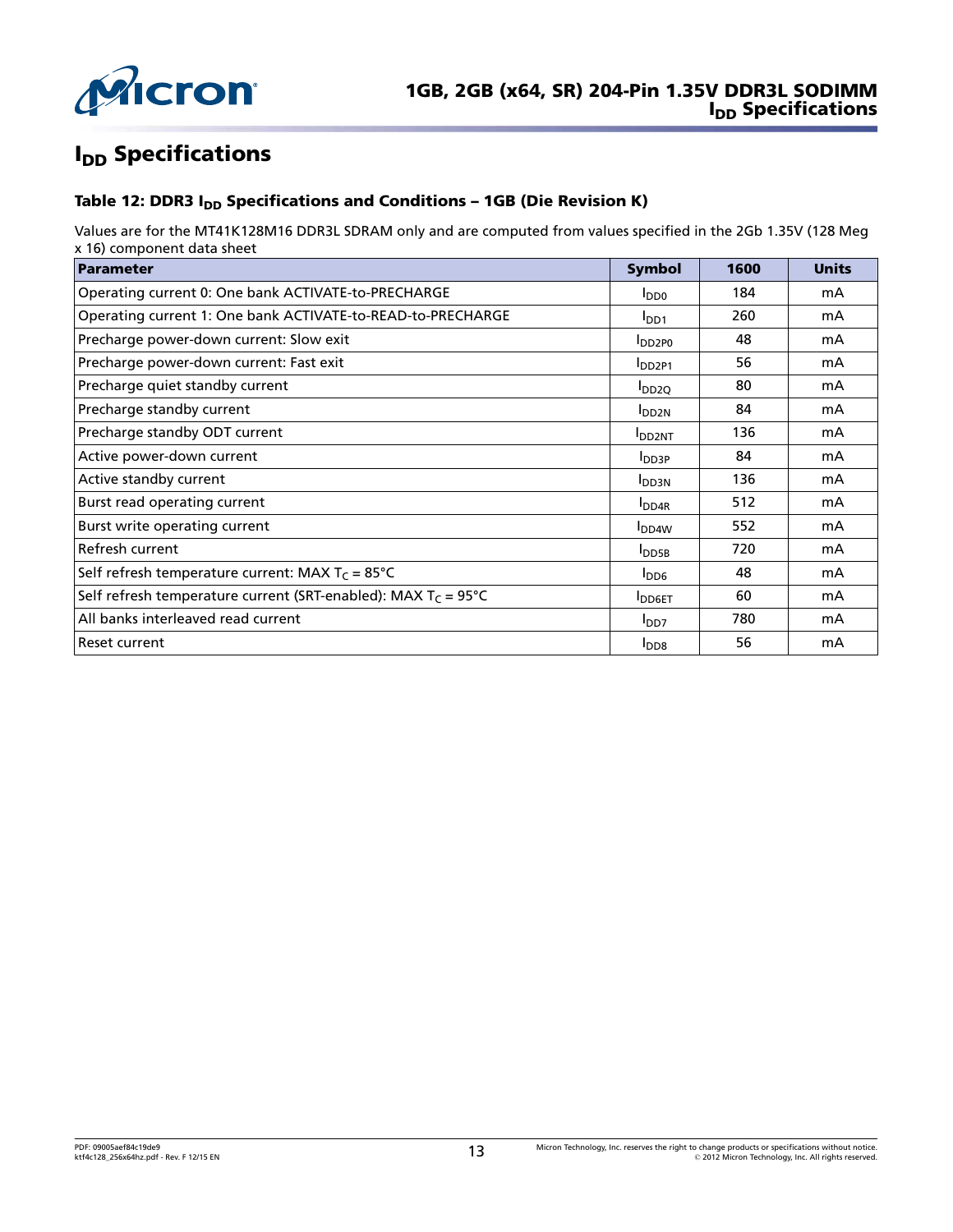# $I_{DD}$ Specifications

### Table 12: DDR3 $I_{DD}$ Specifications and Conditions – 1GB (Die Revision K)

Values are for the MT41K128M16 DDR3L SDRAM only and are computed from values specified in the 2Gb 1.35V (128 Meg x 16) component data sheet

| Parameter | Symbol | 1600 | Units |
|---|---|---|---|
| Operating current 0: One bank ACTIVATE-to-PRECHARGE | $I_{DD0}$ | 184 | mA |
| Operating current 1: One bank ACTIVATE-to-READ-to-PRECHARGE | $I_{DD1}$ | 260 | mA |
| Precharge power-down current: Slow exit | $I_{DD2P0}$ | 48 | mA |
| Precharge power-down current: Fast exit | $I_{DD2P1}$ | 56 | mA |
| Precharge quiet standby current | $I_{DD2Q}$ | 80 | mA |
| Precharge standby current | $I_{DD2N}$ | 84 | mA |
| Precharge standby ODT current | $I_{DD2NT}$ | 136 | mA |
| Active power-down current | $I_{DD3P}$ | 84 | mA |
| Active standby current | $I_{DD3N}$ | 136 | mA |
| Burst read operating current | $I_{DD4R}$ | 512 | mA |
| Burst write operating current | $I_{DD4W}$ | 552 | mA |
| Refresh current | $I_{DD5B}$ | 720 | mA |
| Self refresh temperature current: MAX $T_C$ = 85°C | $I_{DD6}$ | 48 | mA |
| Self refresh temperature current (SRT-enabled): MAX $T_C$ = 95°C | $I_{DD6ET}$ | 60 | mA |
| All banks interleaved read current | $I_{DD7}$ | 780 | mA |
| Reset current | $I_{DD8}$ | 56 | mA |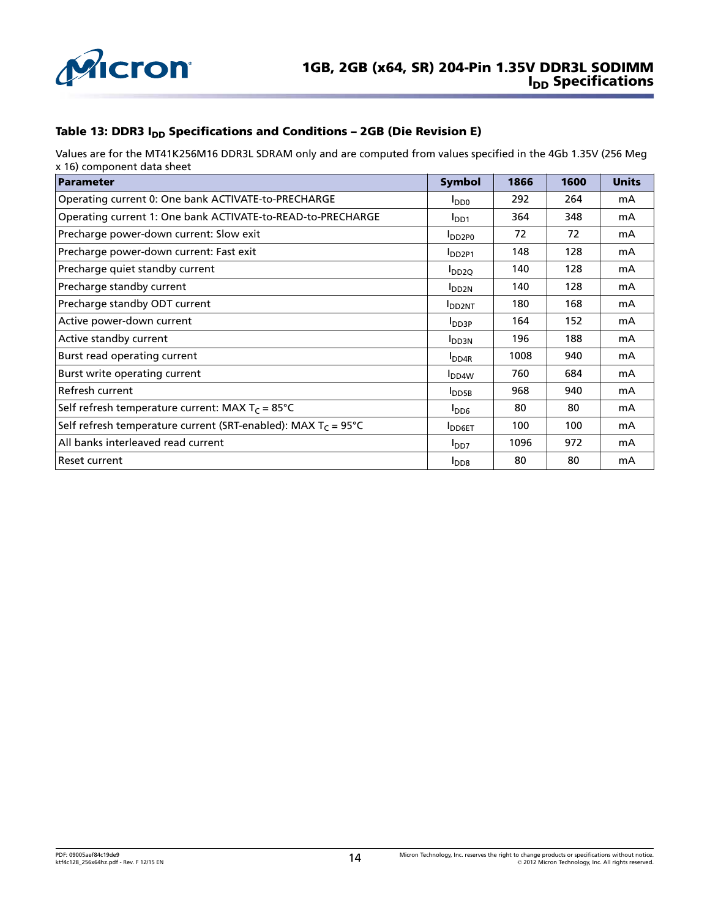### Table 13: DDR3 $I_{DD}$ Specifications and Conditions – 2GB (Die Revision E)

Values are for the MT41K256M16 DDR3L SDRAM only and are computed from values specified in the 4Gb 1.35V (256 Meg x 16) component data sheet

| Parameter | Symbol | 1866 | 1600 | Units |
|---|---|---|---|---|
| Operating current 0: One bank ACTIVATE-to-PRECHARGE | $I_{DD0}$ | 292 | 264 | mA |
| Operating current 1: One bank ACTIVATE-to-READ-to-PRECHARGE | $I_{DD1}$ | 364 | 348 | mA |
| Precharge power-down current: Slow exit | $I_{DD2P0}$ | 72 | 72 | mA |
| Precharge power-down current: Fast exit | $I_{DD2P1}$ | 148 | 128 | mA |
| Precharge quiet standby current | $I_{DD2Q}$ | 140 | 128 | mA |
| Precharge standby current | $I_{DD2N}$ | 140 | 128 | mA |
| Precharge standby ODT current | $I_{DD2NT}$ | 180 | 168 | mA |
| Active power-down current | $I_{DD3P}$ | 164 | 152 | mA |
| Active standby current | $I_{DD3N}$ | 196 | 188 | mA |
| Burst read operating current | $I_{DD4R}$ | 1008 | 940 | mA |
| Burst write operating current | $I_{DD4W}$ | 760 | 684 | mA |
| Refresh current | $I_{DD5B}$ | 968 | 940 | mA |
| Self refresh temperature current: MAX $T_C$ = 85°C | $I_{DD6}$ | 80 | 80 | mA |
| Self refresh temperature current (SRT-enabled): MAX $T_C$ = 95°C | $I_{DD6ET}$ | 100 | 100 | mA |
| All banks interleaved read current | $I_{DD7}$ | 1096 | 972 | mA |
| Reset current | $I_{DD8}$ | 80 | 80 | mA |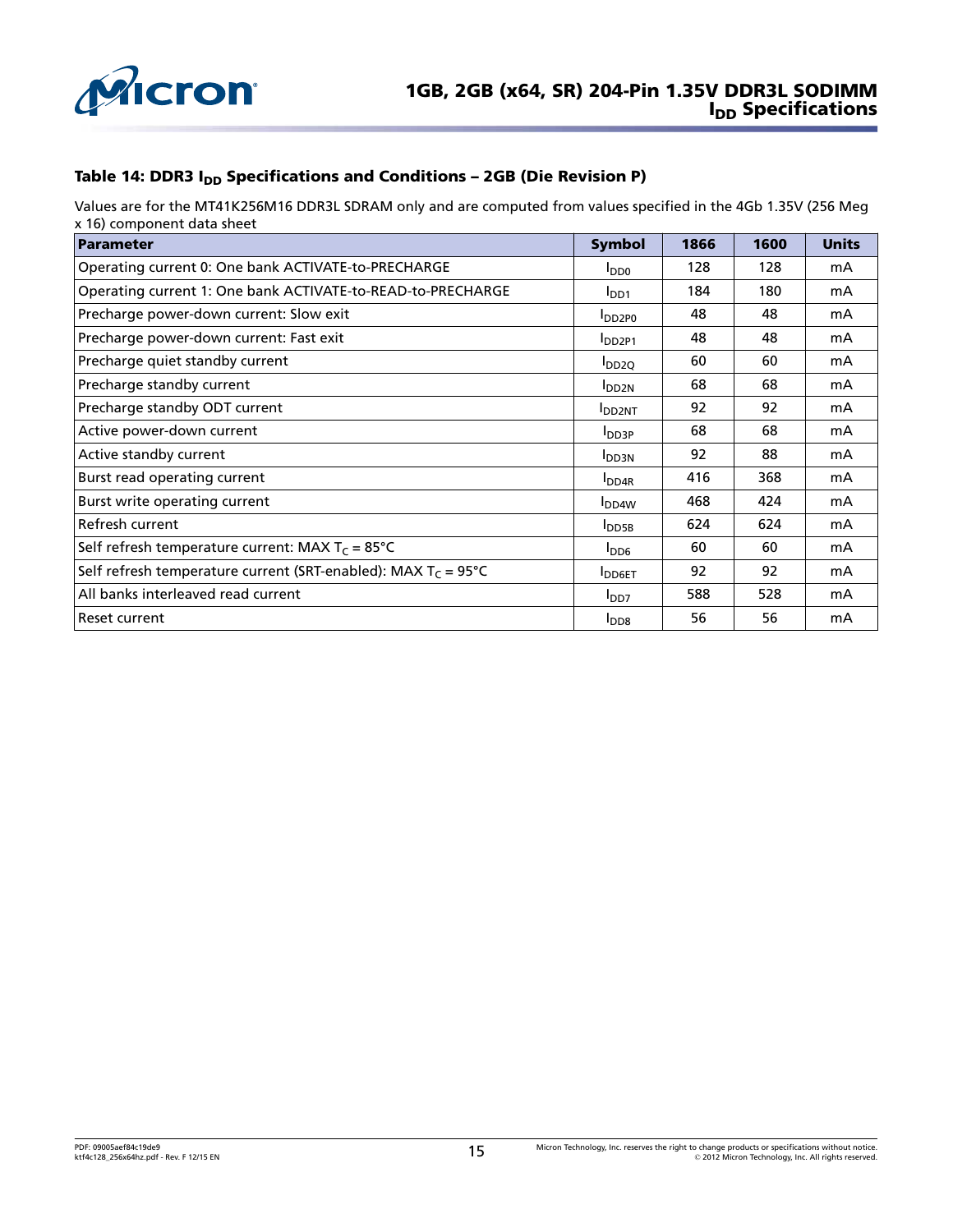### Table 14: DDR3 $I_{DD}$ Specifications and Conditions – 2GB (Die Revision P)

Values are for the MT41K256M16 DDR3L SDRAM only and are computed from values specified in the 4Gb 1.35V (256 Meg x 16) component data sheet

| Parameter | Symbol | 1866 | 1600 | Units |
|---|---|---|---|---|
| Operating current 0: One bank ACTIVATE-to-PRECHARGE | $I_{DD0}$ | 128 | 128 | mA |
| Operating current 1: One bank ACTIVATE-to-READ-to-PRECHARGE | $I_{DD1}$ | 184 | 180 | mA |
| Precharge power-down current: Slow exit | $I_{DD2P0}$ | 48 | 48 | mA |
| Precharge power-down current: Fast exit | $I_{DD2P1}$ | 48 | 48 | mA |
| Precharge quiet standby current | $I_{DD2Q}$ | 60 | 60 | mA |
| Precharge standby current | $I_{DD2N}$ | 68 | 68 | mA |
| Precharge standby ODT current | $I_{DD2NT}$ | 92 | 92 | mA |
| Active power-down current | $I_{DD3P}$ | 68 | 68 | mA |
| Active standby current | $I_{DD3N}$ | 92 | 88 | mA |
| Burst read operating current | $I_{DD4R}$ | 416 | 368 | mA |
| Burst write operating current | $I_{DD4W}$ | 468 | 424 | mA |
| Refresh current | $I_{DD5B}$ | 624 | 624 | mA |
| Self refresh temperature current: MAX $T_C$ = 85°C | $I_{DD6}$ | 60 | 60 | mA |
| Self refresh temperature current (SRT-enabled): MAX $T_C$ = 95°C | $I_{DD6ET}$ | 92 | 92 | mA |
| All banks interleaved read current | $I_{DD7}$ | 588 | 528 | mA |
| Reset current | $I_{DD8}$ | 56 | 56 | mA |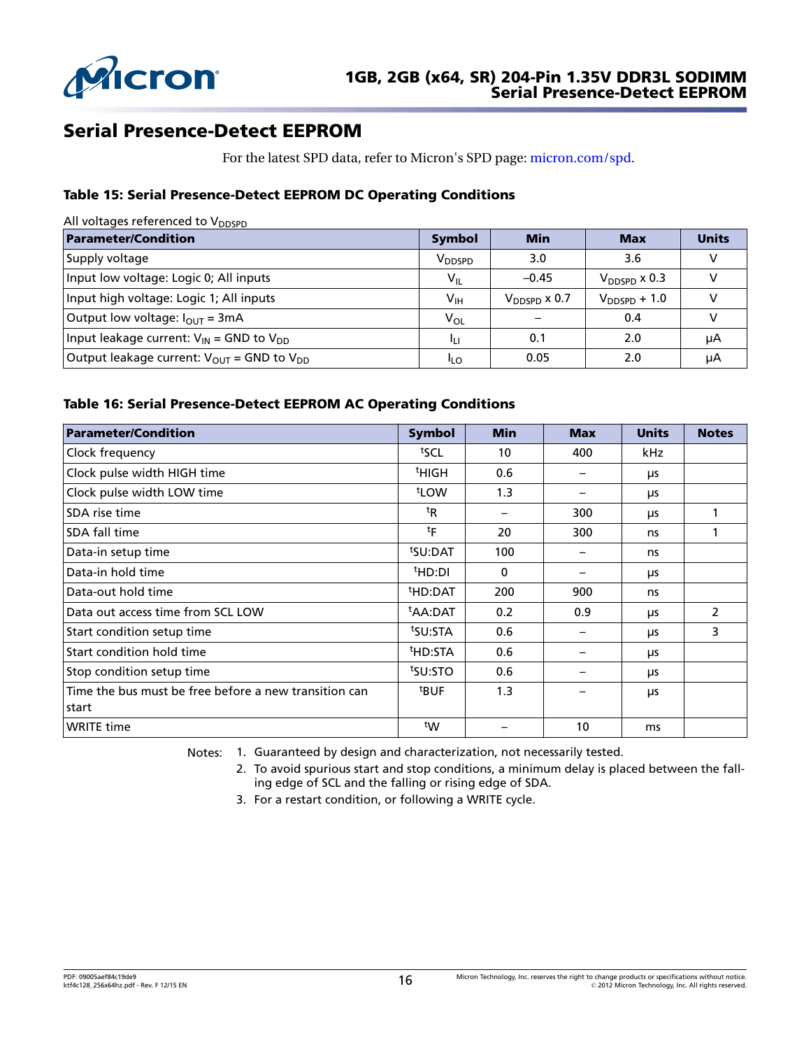# Serial Presence-Detect EEPROM

For the latest SPD data, refer to Micron's SPD page: micron.com/spd.

### Table 15: Serial Presence-Detect EEPROM DC Operating Conditions

All voltages referenced to $V_{DDSPD}$

| Parameter/Condition | Symbol | Min | Max | Units |
|---|---|---|---|---|
| Supply voltage | $V_{DDSPD}$ | 3.0 | 3.6 | V |
| Input low voltage: Logic 0; All inputs | $V_{IL}$ | –0.45 | $V_{DDSPD}$ x 0.3 | V |
| Input high voltage: Logic 1; All inputs | $V_{IH}$ | $V_{DDSPD}$ x 0.7 | $V_{DDSPD}$ + 1.0 | V |
| Output low voltage: $I_{OUT}$ = 3mA | $V_{OL}$ | – | 0.4 | V |
| Input leakage current: $V_{IN}$ = GND to $V_{DD}$ | $I_{LI}$ | 0.1 | 2.0 | µA |
| Output leakage current: $V_{OUT}$ = GND to $V_{DD}$ | $I_{LO}$ | 0.05 | 2.0 | µA |

### Table 16: Serial Presence-Detect EEPROM AC Operating Conditions

| Parameter/Condition | Symbol | Min | Max | Units | Notes |
|---|---|---|---|---|---|
| Clock frequency | $^{t}$SCL | 10 | 400 | kHz | |
| Clock pulse width HIGH time | $^{t}$HIGH | 0.6 | – | µs | |
| Clock pulse width LOW time | $^{t}$LOW | 1.3 | – | µs | |
| SDA rise time | $^{t}$R | – | 300 | µs | 1 |
| SDA fall time | $^{t}$F | 20 | 300 | ns | 1 |
| Data-in setup time | $^{t}$SU:DAT | 100 | – | ns | |
| Data-in hold time | $^{t}$HD:DI | 0 | – | µs | |
| Data-out hold time | $^{t}$HD:DAT | 200 | 900 | ns | |
| Data out access time from SCL LOW | $^{t}$AA:DAT | 0.2 | 0.9 | µs | 2 |
| Start condition setup time | $^{t}$SU:STA | 0.6 | – | µs | 3 |
| Start condition hold time | $^{t}$HD:STA | 0.6 | – | µs | |
| Stop condition setup time | $^{t}$SU:STO | 0.6 | – | µs | |
| Time the bus must be free before a new transition can start | $^{t}$BUF | 1.3 | – | µs | |
| WRITE time | $^{t}$W | – | 10 | ms | |

Notes:
1. Guaranteed by design and characterization, not necessarily tested.
2. To avoid spurious start and stop conditions, a minimum delay is placed between the falling edge of SCL and the falling or rising edge of SDA.
3. For a restart condition, or following a WRITE cycle.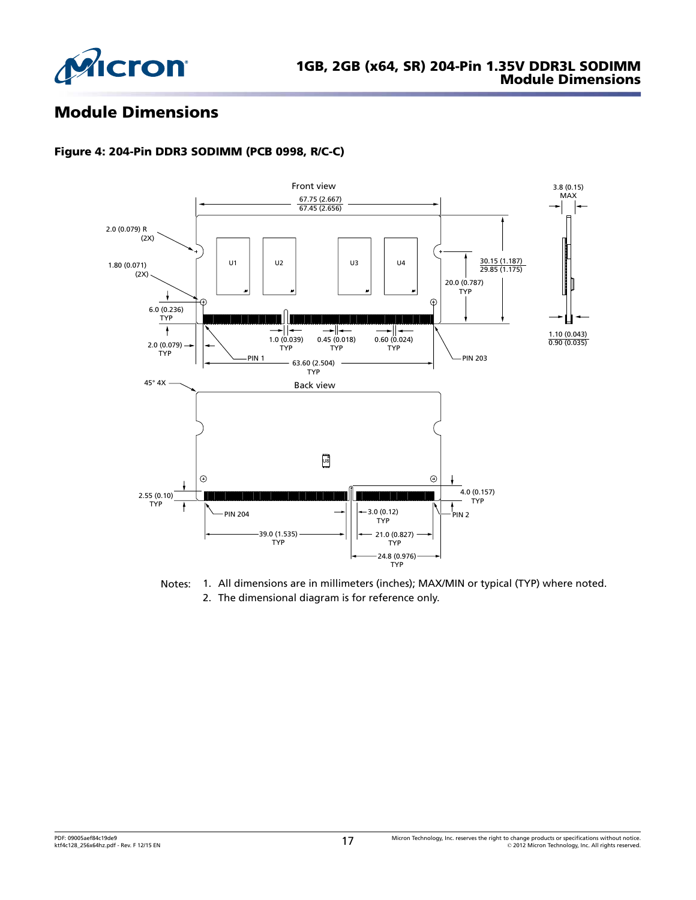## Module Dimensions

**Figure 4: 204-Pin DDR3 SODIMM (PCB 0998, R/C-C)**

Notes:

1. All dimensions are in millimeters (inches); MAX/MIN or typical (TYP) where noted.
2. The dimensional diagram is for reference only.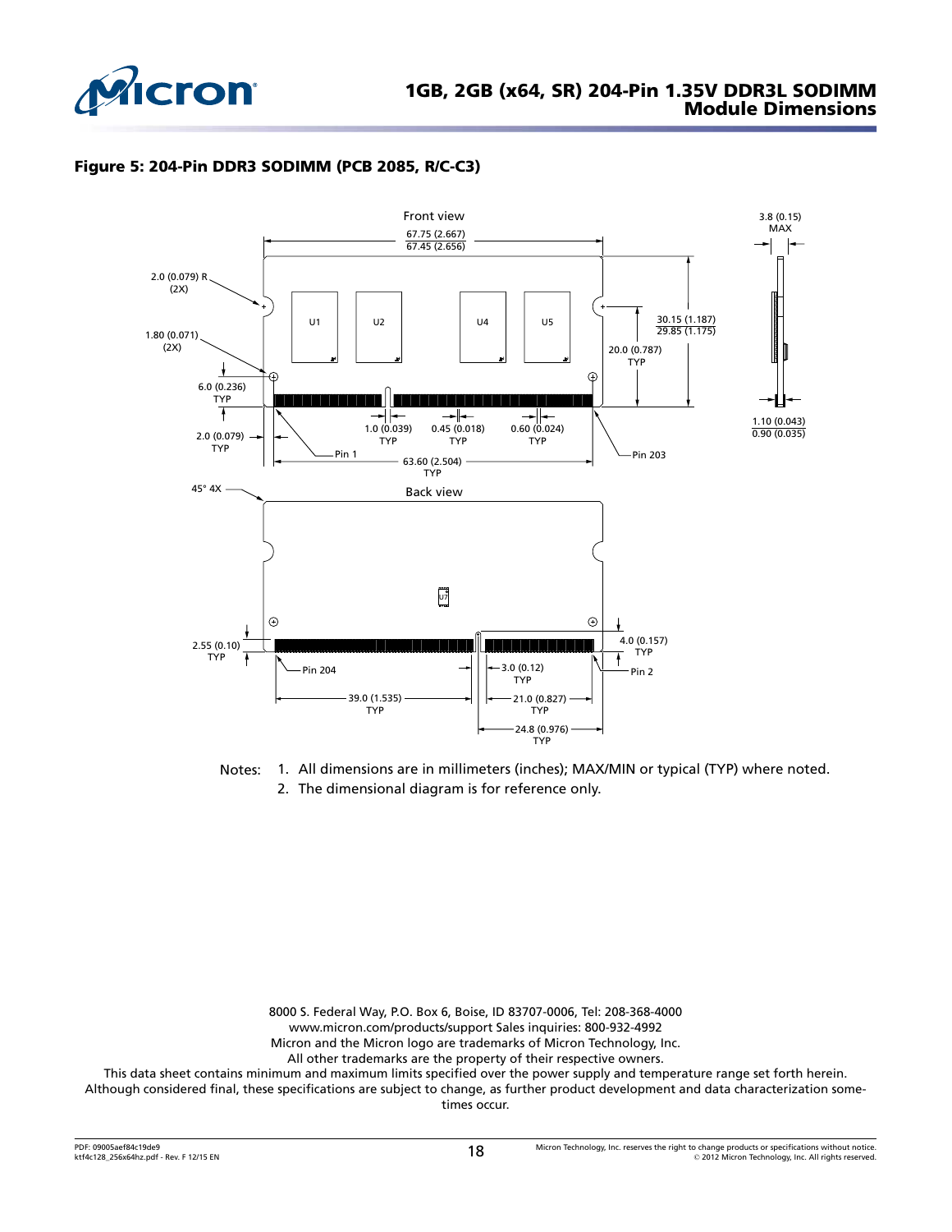# 1GB, 2GB (x64, SR) 204-Pin 1.35V DDR3L SODIMM
## Module Dimensions

**Figure 5: 204-Pin DDR3 SODIMM (PCB 2085, R/C-C3)**

Front view

67.75 (2.667)
67.45 (2.656)

3.8 (0.15)
MAX

2.0 (0.079) R
(2X)

1.80 (0.071)
(2X)

U1
U2
U4
U5

30.15 (1.187)
29.85 (1.175)

20.0 (0.787)
TYP

6.0 (0.236)
TYP

2.0 (0.079)
TYP

1.0 (0.039)
TYP

0.45 (0.018)
TYP

0.60 (0.024)
TYP

Pin 1

Pin 203

63.60 (2.504)
TYP

1.10 (0.043)
0.90 (0.035)

45° 4X

Back view

U7

2.55 (0.10)
TYP

4.0 (0.157)
TYP

Pin 204

3.0 (0.12)
TYP

Pin 2

39.0 (1.535)
TYP

21.0 (0.827)
TYP

24.8 (0.976)
TYP

Notes:
1. All dimensions are in millimeters (inches); MAX/MIN or typical (TYP) where noted.
2. The dimensional diagram is for reference only.

8000 S. Federal Way, P.O. Box 6, Boise, ID 83707-0006, Tel: 208-368-4000
www.micron.com/products/support Sales inquiries: 800-932-4992
Micron and the Micron logo are trademarks of Micron Technology, Inc.
All other trademarks are the property of their respective owners.
This data sheet contains minimum and maximum limits specified over the power supply and temperature range set forth herein.
Although considered final, these specifications are subject to change, as further product development and data characterization sometimes occur.